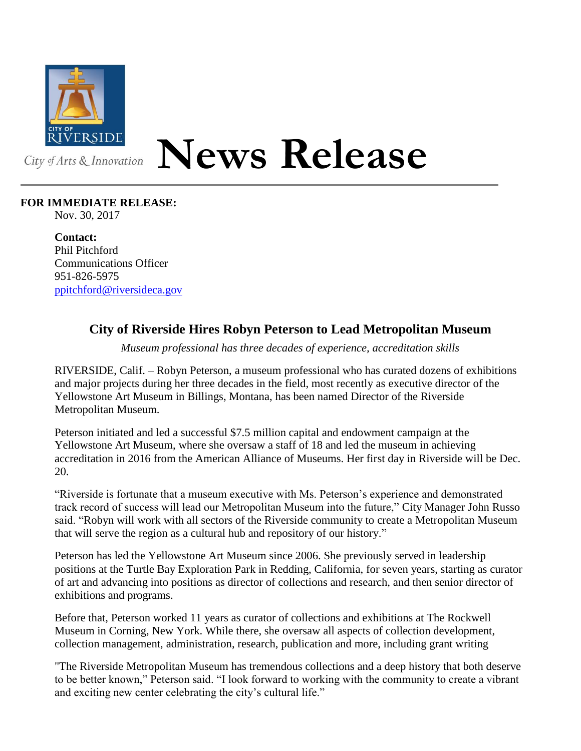CITY OF RIVERSIDE

City of Arts & Innovation

# News Release

**FOR IMMEDIATE RELEASE:**
Nov. 30, 2017

**Contact:**
Phil Pitchford
Communications Officer
951-826-5975
ppitchford@riversideca.gov

## City of Riverside Hires Robyn Peterson to Lead Metropolitan Museum

*Museum professional has three decades of experience, accreditation skills*

RIVERSIDE, Calif. – Robyn Peterson, a museum professional who has curated dozens of exhibitions and major projects during her three decades in the field, most recently as executive director of the Yellowstone Art Museum in Billings, Montana, has been named Director of the Riverside Metropolitan Museum.

Peterson initiated and led a successful $7.5 million capital and endowment campaign at the Yellowstone Art Museum, where she oversaw a staff of 18 and led the museum in achieving accreditation in 2016 from the American Alliance of Museums. Her first day in Riverside will be Dec. 20.

"Riverside is fortunate that a museum executive with Ms. Peterson's experience and demonstrated track record of success will lead our Metropolitan Museum into the future," City Manager John Russo said. "Robyn will work with all sectors of the Riverside community to create a Metropolitan Museum that will serve the region as a cultural hub and repository of our history."

Peterson has led the Yellowstone Art Museum since 2006. She previously served in leadership positions at the Turtle Bay Exploration Park in Redding, California, for seven years, starting as curator of art and advancing into positions as director of collections and research, and then senior director of exhibitions and programs.

Before that, Peterson worked 11 years as curator of collections and exhibitions at The Rockwell Museum in Corning, New York. While there, she oversaw all aspects of collection development, collection management, administration, research, publication and more, including grant writing

"The Riverside Metropolitan Museum has tremendous collections and a deep history that both deserve to be better known," Peterson said. "I look forward to working with the community to create a vibrant and exciting new center celebrating the city's cultural life."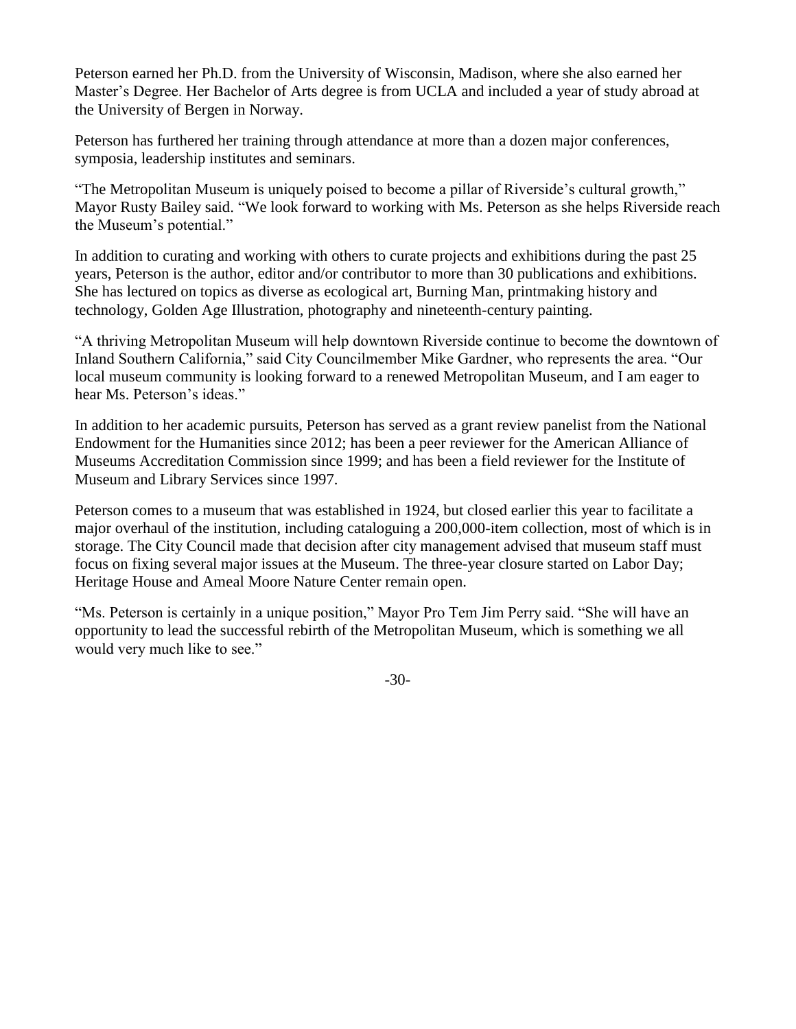Peterson earned her Ph.D. from the University of Wisconsin, Madison, where she also earned her Master's Degree. Her Bachelor of Arts degree is from UCLA and included a year of study abroad at the University of Bergen in Norway.

Peterson has furthered her training through attendance at more than a dozen major conferences, symposia, leadership institutes and seminars.

"The Metropolitan Museum is uniquely poised to become a pillar of Riverside's cultural growth," Mayor Rusty Bailey said. "We look forward to working with Ms. Peterson as she helps Riverside reach the Museum's potential."

In addition to curating and working with others to curate projects and exhibitions during the past 25 years, Peterson is the author, editor and/or contributor to more than 30 publications and exhibitions. She has lectured on topics as diverse as ecological art, Burning Man, printmaking history and technology, Golden Age Illustration, photography and nineteenth-century painting.

"A thriving Metropolitan Museum will help downtown Riverside continue to become the downtown of Inland Southern California," said City Councilmember Mike Gardner, who represents the area. "Our local museum community is looking forward to a renewed Metropolitan Museum, and I am eager to hear Ms. Peterson's ideas."

In addition to her academic pursuits, Peterson has served as a grant review panelist from the National Endowment for the Humanities since 2012; has been a peer reviewer for the American Alliance of Museums Accreditation Commission since 1999; and has been a field reviewer for the Institute of Museum and Library Services since 1997.

Peterson comes to a museum that was established in 1924, but closed earlier this year to facilitate a major overhaul of the institution, including cataloguing a 200,000-item collection, most of which is in storage. The City Council made that decision after city management advised that museum staff must focus on fixing several major issues at the Museum. The three-year closure started on Labor Day; Heritage House and Ameal Moore Nature Center remain open.

"Ms. Peterson is certainly in a unique position," Mayor Pro Tem Jim Perry said. "She will have an opportunity to lead the successful rebirth of the Metropolitan Museum, which is something we all would very much like to see."

-30-